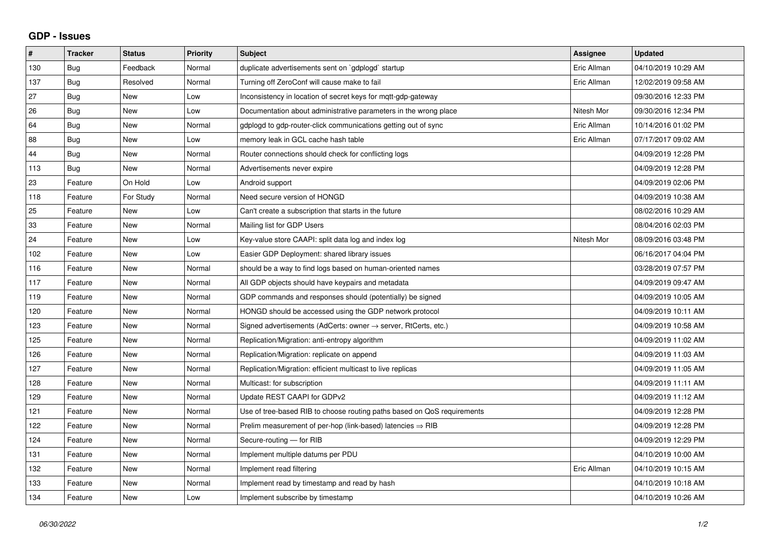## GDP - Issues

| # | Tracker | Status | Priority | Subject | Assignee | Updated |
|---|---|---|---|---|---|---|
| 130 | Bug | Feedback | Normal | duplicate advertisements sent on `gdplogd` startup | Eric Allman | 04/10/2019 10:29 AM |
| 137 | Bug | Resolved | Normal | Turning off ZeroConf will cause make to fail | Eric Allman | 12/02/2019 09:58 AM |
| 27 | Bug | New | Low | Inconsistency in location of secret keys for mqtt-gdp-gateway | | 09/30/2016 12:33 PM |
| 26 | Bug | New | Low | Documentation about administrative parameters in the wrong place | Nitesh Mor | 09/30/2016 12:34 PM |
| 64 | Bug | New | Normal | gdplogd to gdp-router-click communications getting out of sync | Eric Allman | 10/14/2016 01:02 PM |
| 88 | Bug | New | Low | memory leak in GCL cache hash table | Eric Allman | 07/17/2017 09:02 AM |
| 44 | Bug | New | Normal | Router connections should check for conflicting logs | | 04/09/2019 12:28 PM |
| 113 | Bug | New | Normal | Advertisements never expire | | 04/09/2019 12:28 PM |
| 23 | Feature | On Hold | Low | Android support | | 04/09/2019 02:06 PM |
| 118 | Feature | For Study | Normal | Need secure version of HONGD | | 04/09/2019 10:38 AM |
| 25 | Feature | New | Low | Can't create a subscription that starts in the future | | 08/02/2016 10:29 AM |
| 33 | Feature | New | Normal | Mailing list for GDP Users | | 08/04/2016 02:03 PM |
| 24 | Feature | New | Low | Key-value store CAAPI: split data log and index log | Nitesh Mor | 08/09/2016 03:48 PM |
| 102 | Feature | New | Low | Easier GDP Deployment: shared library issues | | 06/16/2017 04:04 PM |
| 116 | Feature | New | Normal | should be a way to find logs based on human-oriented names | | 03/28/2019 07:57 PM |
| 117 | Feature | New | Normal | All GDP objects should have keypairs and metadata | | 04/09/2019 09:47 AM |
| 119 | Feature | New | Normal | GDP commands and responses should (potentially) be signed | | 04/09/2019 10:05 AM |
| 120 | Feature | New | Normal | HONGD should be accessed using the GDP network protocol | | 04/09/2019 10:11 AM |
| 123 | Feature | New | Normal | Signed advertisements (AdCerts: owner → server, RtCerts, etc.) | | 04/09/2019 10:58 AM |
| 125 | Feature | New | Normal | Replication/Migration: anti-entropy algorithm | | 04/09/2019 11:02 AM |
| 126 | Feature | New | Normal | Replication/Migration: replicate on append | | 04/09/2019 11:03 AM |
| 127 | Feature | New | Normal | Replication/Migration: efficient multicast to live replicas | | 04/09/2019 11:05 AM |
| 128 | Feature | New | Normal | Multicast: for subscription | | 04/09/2019 11:11 AM |
| 129 | Feature | New | Normal | Update REST CAAPI for GDPv2 | | 04/09/2019 11:12 AM |
| 121 | Feature | New | Normal | Use of tree-based RIB to choose routing paths based on QoS requirements | | 04/09/2019 12:28 PM |
| 122 | Feature | New | Normal | Prelim measurement of per-hop (link-based) latencies ⇒ RIB | | 04/09/2019 12:28 PM |
| 124 | Feature | New | Normal | Secure-routing — for RIB | | 04/09/2019 12:29 PM |
| 131 | Feature | New | Normal | Implement multiple datums per PDU | | 04/10/2019 10:00 AM |
| 132 | Feature | New | Normal | Implement read filtering | Eric Allman | 04/10/2019 10:15 AM |
| 133 | Feature | New | Normal | Implement read by timestamp and read by hash | | 04/10/2019 10:18 AM |
| 134 | Feature | New | Low | Implement subscribe by timestamp | | 04/10/2019 10:26 AM |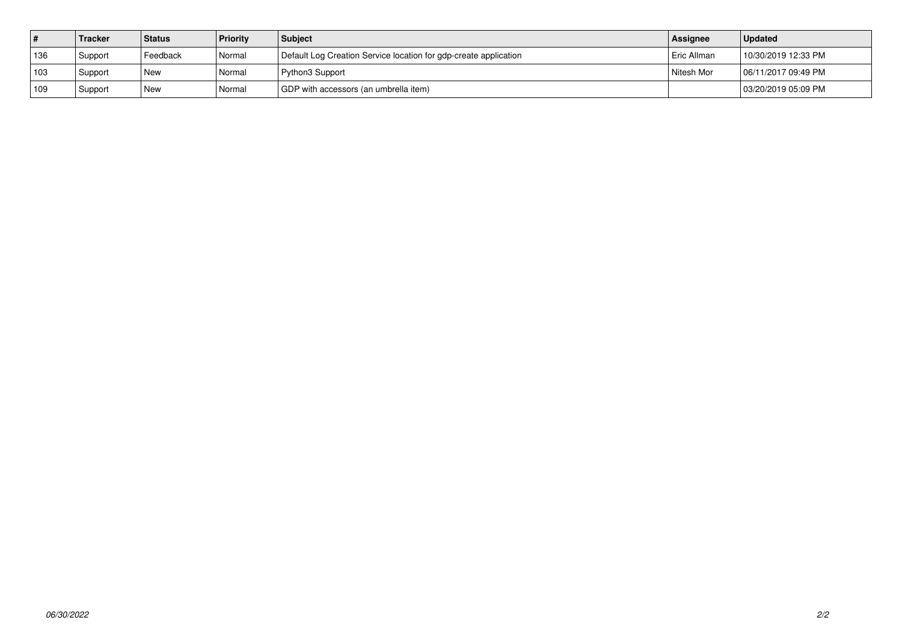| # | Tracker | Status | Priority | Subject | Assignee | Updated |
|---|---|---|---|---|---|---|
| 136 | Support | Feedback | Normal | Default Log Creation Service location for gdp-create application | Eric Allman | 10/30/2019 12:33 PM |
| 103 | Support | New | Normal | Python3 Support | Nitesh Mor | 06/11/2017 09:49 PM |
| 109 | Support | New | Normal | GDP with accessors (an umbrella item) | | 03/20/2019 05:09 PM |